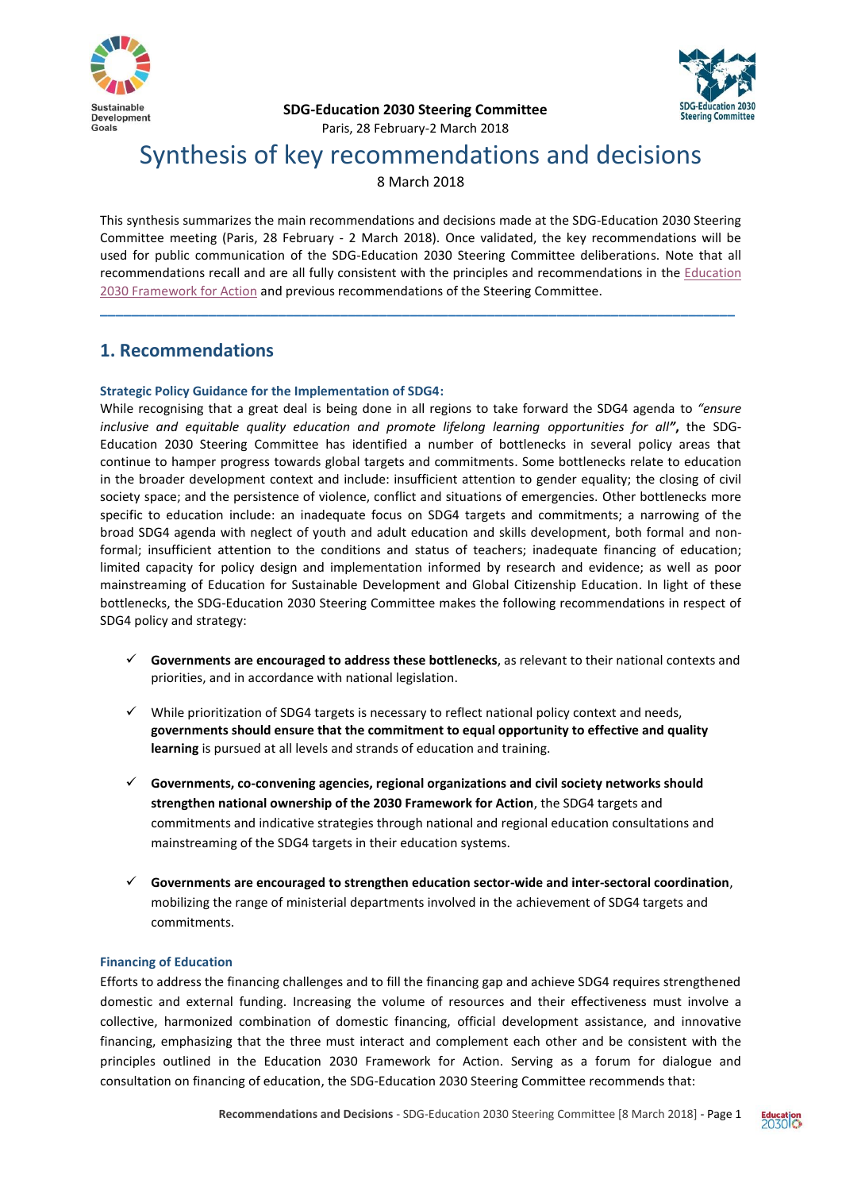**SDG-Education 2030 Steering Committee**
Paris, 28 February-2 March 2018

# Synthesis of key recommendations and decisions

8 March 2018

This synthesis summarizes the main recommendations and decisions made at the SDG-Education 2030 Steering Committee meeting (Paris, 28 February - 2 March 2018). Once validated, the key recommendations will be used for public communication of the SDG-Education 2030 Steering Committee deliberations. Note that all recommendations recall and are all fully consistent with the principles and recommendations in the Education 2030 Framework for Action and previous recommendations of the Steering Committee.

---

## 1. Recommendations

### Strategic Policy Guidance for the Implementation of SDG4:

While recognising that a great deal is being done in all regions to take forward the SDG4 agenda to *"ensure inclusive and equitable quality education and promote lifelong learning opportunities for all"***,** the SDG-Education 2030 Steering Committee has identified a number of bottlenecks in several policy areas that continue to hamper progress towards global targets and commitments. Some bottlenecks relate to education in the broader development context and include: insufficient attention to gender equality; the closing of civil society space; and the persistence of violence, conflict and situations of emergencies. Other bottlenecks more specific to education include: an inadequate focus on SDG4 targets and commitments; a narrowing of the broad SDG4 agenda with neglect of youth and adult education and skills development, both formal and non-formal; insufficient attention to the conditions and status of teachers; inadequate financing of education; limited capacity for policy design and implementation informed by research and evidence; as well as poor mainstreaming of Education for Sustainable Development and Global Citizenship Education. In light of these bottlenecks, the SDG-Education 2030 Steering Committee makes the following recommendations in respect of SDG4 policy and strategy:

- ✓ **Governments are encouraged to address these bottlenecks**, as relevant to their national contexts and priorities, and in accordance with national legislation.
- ✓ While prioritization of SDG4 targets is necessary to reflect national policy context and needs, **governments should ensure that the commitment to equal opportunity to effective and quality learning** is pursued at all levels and strands of education and training.
- ✓ **Governments, co-convening agencies, regional organizations and civil society networks should strengthen national ownership of the 2030 Framework for Action**, the SDG4 targets and commitments and indicative strategies through national and regional education consultations and mainstreaming of the SDG4 targets in their education systems.
- ✓ **Governments are encouraged to strengthen education sector-wide and inter-sectoral coordination**, mobilizing the range of ministerial departments involved in the achievement of SDG4 targets and commitments.

### Financing of Education

Efforts to address the financing challenges and to fill the financing gap and achieve SDG4 requires strengthened domestic and external funding. Increasing the volume of resources and their effectiveness must involve a collective, harmonized combination of domestic financing, official development assistance, and innovative financing, emphasizing that the three must interact and complement each other and be consistent with the principles outlined in the Education 2030 Framework for Action. Serving as a forum for dialogue and consultation on financing of education, the SDG-Education 2030 Steering Committee recommends that: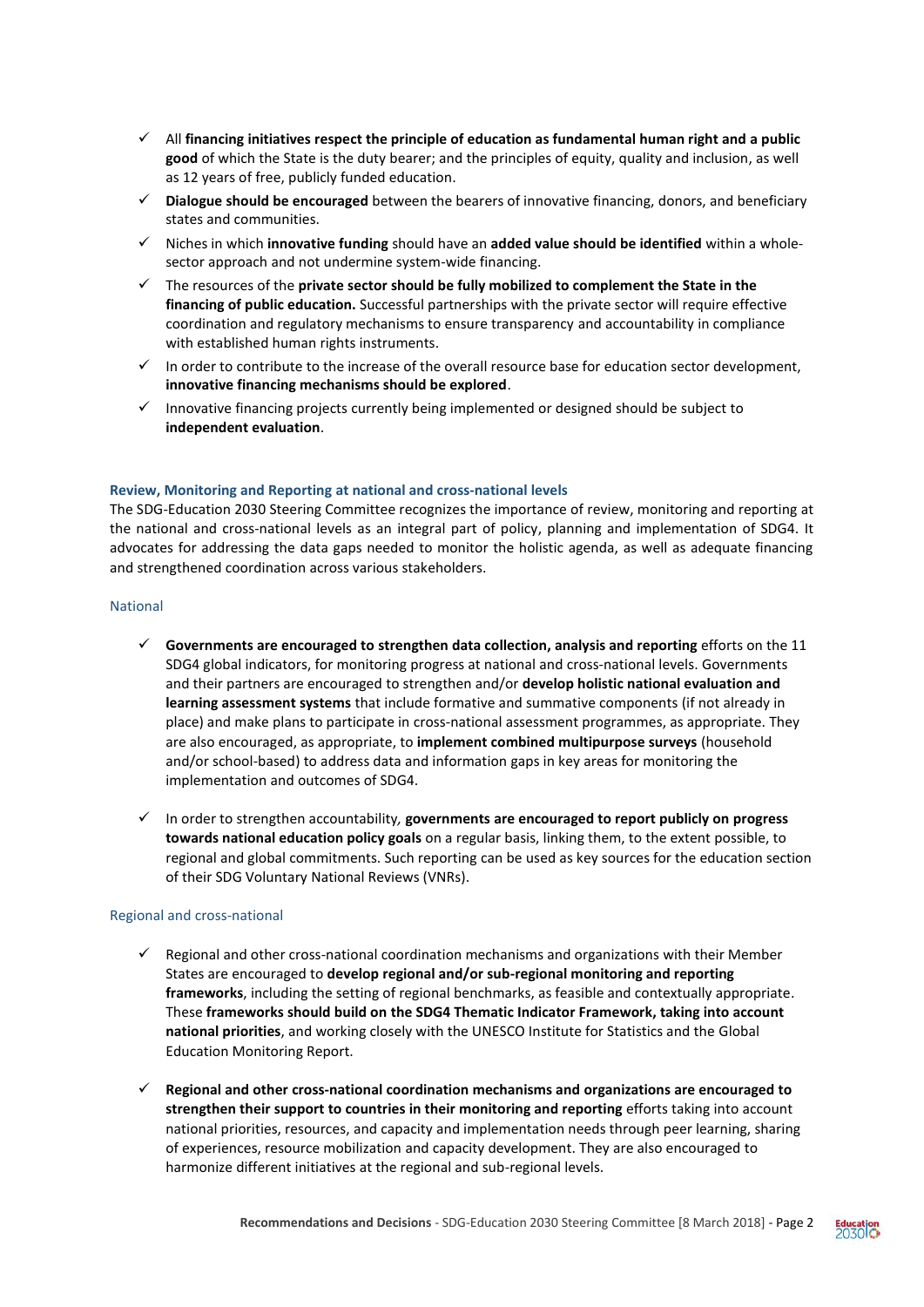- ✓ All **financing initiatives respect the principle of education as fundamental human right and a public good** of which the State is the duty bearer; and the principles of equity, quality and inclusion, as well as 12 years of free, publicly funded education.
- ✓ **Dialogue should be encouraged** between the bearers of innovative financing, donors, and beneficiary states and communities.
- ✓ Niches in which **innovative funding** should have an **added value should be identified** within a whole-sector approach and not undermine system-wide financing.
- ✓ The resources of the **private sector should be fully mobilized to complement the State in the financing of public education.** Successful partnerships with the private sector will require effective coordination and regulatory mechanisms to ensure transparency and accountability in compliance with established human rights instruments.
- ✓ In order to contribute to the increase of the overall resource base for education sector development, **innovative financing mechanisms should be explored**.
- ✓ Innovative financing projects currently being implemented or designed should be subject to **independent evaluation**.

### Review, Monitoring and Reporting at national and cross-national levels

The SDG-Education 2030 Steering Committee recognizes the importance of review, monitoring and reporting at the national and cross-national levels as an integral part of policy, planning and implementation of SDG4. It advocates for addressing the data gaps needed to monitor the holistic agenda, as well as adequate financing and strengthened coordination across various stakeholders.

#### National

- ✓ **Governments are encouraged to strengthen data collection, analysis and reporting** efforts on the 11 SDG4 global indicators, for monitoring progress at national and cross-national levels. Governments and their partners are encouraged to strengthen and/or **develop holistic national evaluation and learning assessment systems** that include formative and summative components (if not already in place) and make plans to participate in cross-national assessment programmes, as appropriate. They are also encouraged, as appropriate, to **implement combined multipurpose surveys** (household and/or school-based) to address data and information gaps in key areas for monitoring the implementation and outcomes of SDG4.

- ✓ In order to strengthen accountability*,* **governments are encouraged to report publicly on progress towards national education policy goals** on a regular basis, linking them, to the extent possible, to regional and global commitments. Such reporting can be used as key sources for the education section of their SDG Voluntary National Reviews (VNRs).

#### Regional and cross-national

- ✓ Regional and other cross-national coordination mechanisms and organizations with their Member States are encouraged to **develop regional and/or sub-regional monitoring and reporting frameworks**, including the setting of regional benchmarks, as feasible and contextually appropriate. These **frameworks should build on the SDG4 Thematic Indicator Framework, taking into account national priorities**, and working closely with the UNESCO Institute for Statistics and the Global Education Monitoring Report.

- ✓ **Regional and other cross-national coordination mechanisms and organizations are encouraged to strengthen their support to countries in their monitoring and reporting** efforts taking into account national priorities, resources, and capacity and implementation needs through peer learning, sharing of experiences, resource mobilization and capacity development. They are also encouraged to harmonize different initiatives at the regional and sub-regional levels.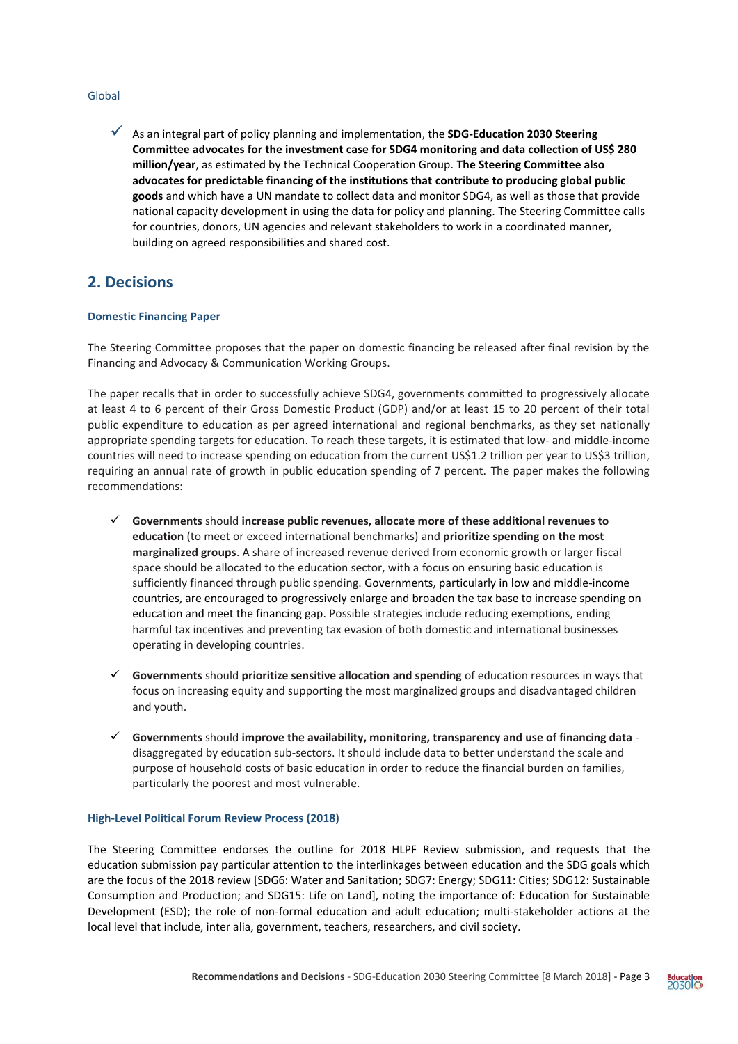Global

- As an integral part of policy planning and implementation, the **SDG-Education 2030 Steering Committee advocates for the investment case for SDG4 monitoring and data collection of US$ 280 million/year**, as estimated by the Technical Cooperation Group. **The Steering Committee also advocates for predictable financing of the institutions that contribute to producing global public goods** and which have a UN mandate to collect data and monitor SDG4, as well as those that provide national capacity development in using the data for policy and planning. The Steering Committee calls for countries, donors, UN agencies and relevant stakeholders to work in a coordinated manner, building on agreed responsibilities and shared cost.

## 2. Decisions

### Domestic Financing Paper

The Steering Committee proposes that the paper on domestic financing be released after final revision by the Financing and Advocacy & Communication Working Groups.

The paper recalls that in order to successfully achieve SDG4, governments committed to progressively allocate at least 4 to 6 percent of their Gross Domestic Product (GDP) and/or at least 15 to 20 percent of their total public expenditure to education as per agreed international and regional benchmarks, as they set nationally appropriate spending targets for education. To reach these targets, it is estimated that low- and middle-income countries will need to increase spending on education from the current US$1.2 trillion per year to US$3 trillion, requiring an annual rate of growth in public education spending of 7 percent. The paper makes the following recommendations:

- **Governments** should **increase public revenues, allocate more of these additional revenues to education** (to meet or exceed international benchmarks) and **prioritize spending on the most marginalized groups**. A share of increased revenue derived from economic growth or larger fiscal space should be allocated to the education sector, with a focus on ensuring basic education is sufficiently financed through public spending. Governments, particularly in low and middle-income countries, are encouraged to progressively enlarge and broaden the tax base to increase spending on education and meet the financing gap. Possible strategies include reducing exemptions, ending harmful tax incentives and preventing tax evasion of both domestic and international businesses operating in developing countries.

- **Governments** should **prioritize sensitive allocation and spending** of education resources in ways that focus on increasing equity and supporting the most marginalized groups and disadvantaged children and youth.

- **Governments** should **improve the availability, monitoring, transparency and use of financing data** - disaggregated by education sub-sectors. It should include data to better understand the scale and purpose of household costs of basic education in order to reduce the financial burden on families, particularly the poorest and most vulnerable.

### High-Level Political Forum Review Process (2018)

The Steering Committee endorses the outline for 2018 HLPF Review submission, and requests that the education submission pay particular attention to the interlinkages between education and the SDG goals which are the focus of the 2018 review [SDG6: Water and Sanitation; SDG7: Energy; SDG11: Cities; SDG12: Sustainable Consumption and Production; and SDG15: Life on Land], noting the importance of: Education for Sustainable Development (ESD); the role of non-formal education and adult education; multi-stakeholder actions at the local level that include, inter alia, government, teachers, researchers, and civil society.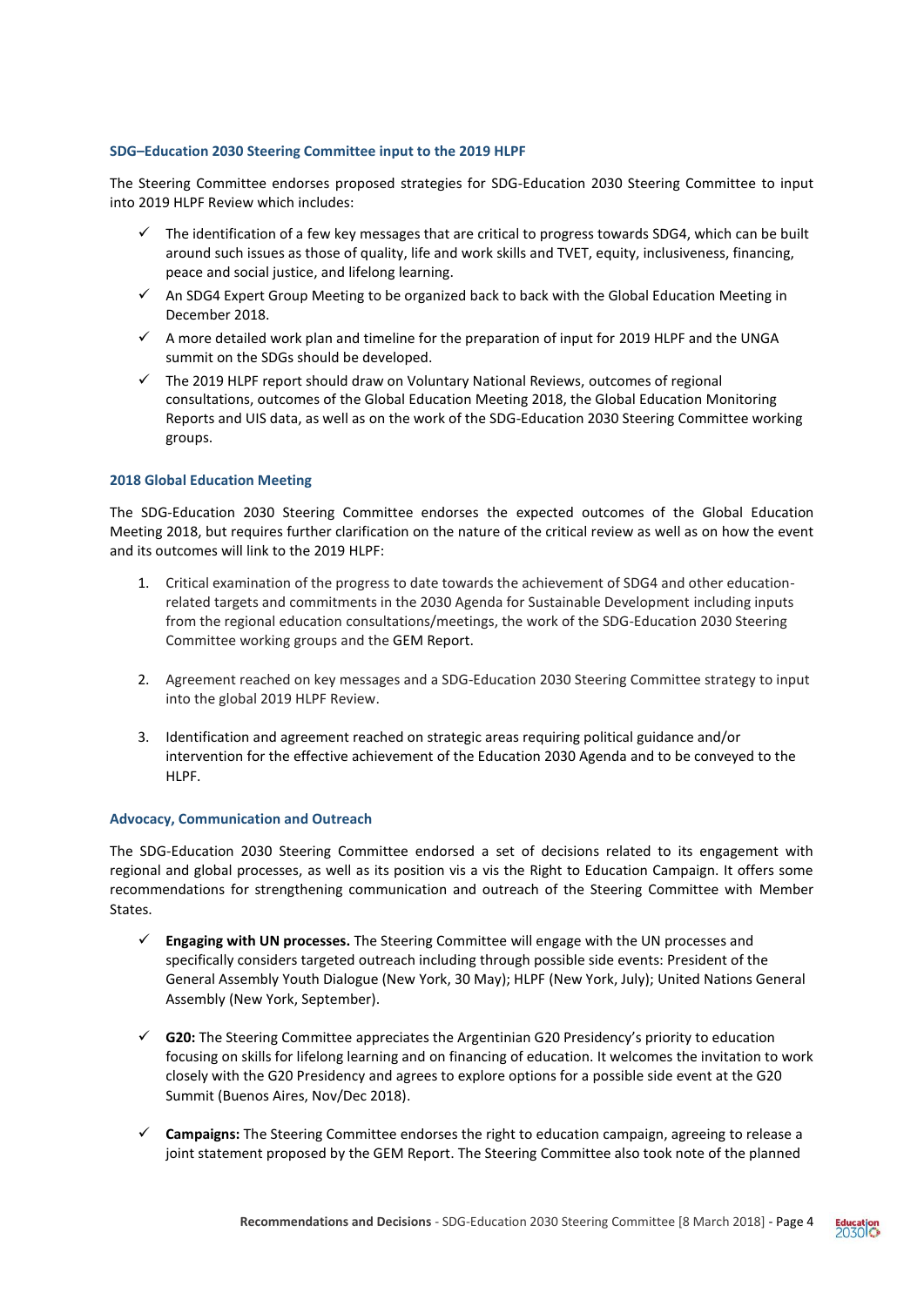### SDG–Education 2030 Steering Committee input to the 2019 HLPF

The Steering Committee endorses proposed strategies for SDG-Education 2030 Steering Committee to input into 2019 HLPF Review which includes:

- ✓ The identification of a few key messages that are critical to progress towards SDG4, which can be built around such issues as those of quality, life and work skills and TVET, equity, inclusiveness, financing, peace and social justice, and lifelong learning.
- ✓ An SDG4 Expert Group Meeting to be organized back to back with the Global Education Meeting in December 2018.
- ✓ A more detailed work plan and timeline for the preparation of input for 2019 HLPF and the UNGA summit on the SDGs should be developed.
- ✓ The 2019 HLPF report should draw on Voluntary National Reviews, outcomes of regional consultations, outcomes of the Global Education Meeting 2018, the Global Education Monitoring Reports and UIS data, as well as on the work of the SDG-Education 2030 Steering Committee working groups.

### 2018 Global Education Meeting

The SDG-Education 2030 Steering Committee endorses the expected outcomes of the Global Education Meeting 2018, but requires further clarification on the nature of the critical review as well as on how the event and its outcomes will link to the 2019 HLPF:

1. Critical examination of the progress to date towards the achievement of SDG4 and other education-related targets and commitments in the 2030 Agenda for Sustainable Development including inputs from the regional education consultations/meetings, the work of the SDG-Education 2030 Steering Committee working groups and the GEM Report.
2. Agreement reached on key messages and a SDG-Education 2030 Steering Committee strategy to input into the global 2019 HLPF Review.
3. Identification and agreement reached on strategic areas requiring political guidance and/or intervention for the effective achievement of the Education 2030 Agenda and to be conveyed to the HLPF.

### Advocacy, Communication and Outreach

The SDG-Education 2030 Steering Committee endorsed a set of decisions related to its engagement with regional and global processes, as well as its position vis a vis the Right to Education Campaign. It offers some recommendations for strengthening communication and outreach of the Steering Committee with Member States.

- ✓ **Engaging with UN processes.** The Steering Committee will engage with the UN processes and specifically considers targeted outreach including through possible side events: President of the General Assembly Youth Dialogue (New York, 30 May); HLPF (New York, July); United Nations General Assembly (New York, September).
- ✓ **G20:** The Steering Committee appreciates the Argentinian G20 Presidency's priority to education focusing on skills for lifelong learning and on financing of education. It welcomes the invitation to work closely with the G20 Presidency and agrees to explore options for a possible side event at the G20 Summit (Buenos Aires, Nov/Dec 2018).
- ✓ **Campaigns:** The Steering Committee endorses the right to education campaign, agreeing to release a joint statement proposed by the GEM Report. The Steering Committee also took note of the planned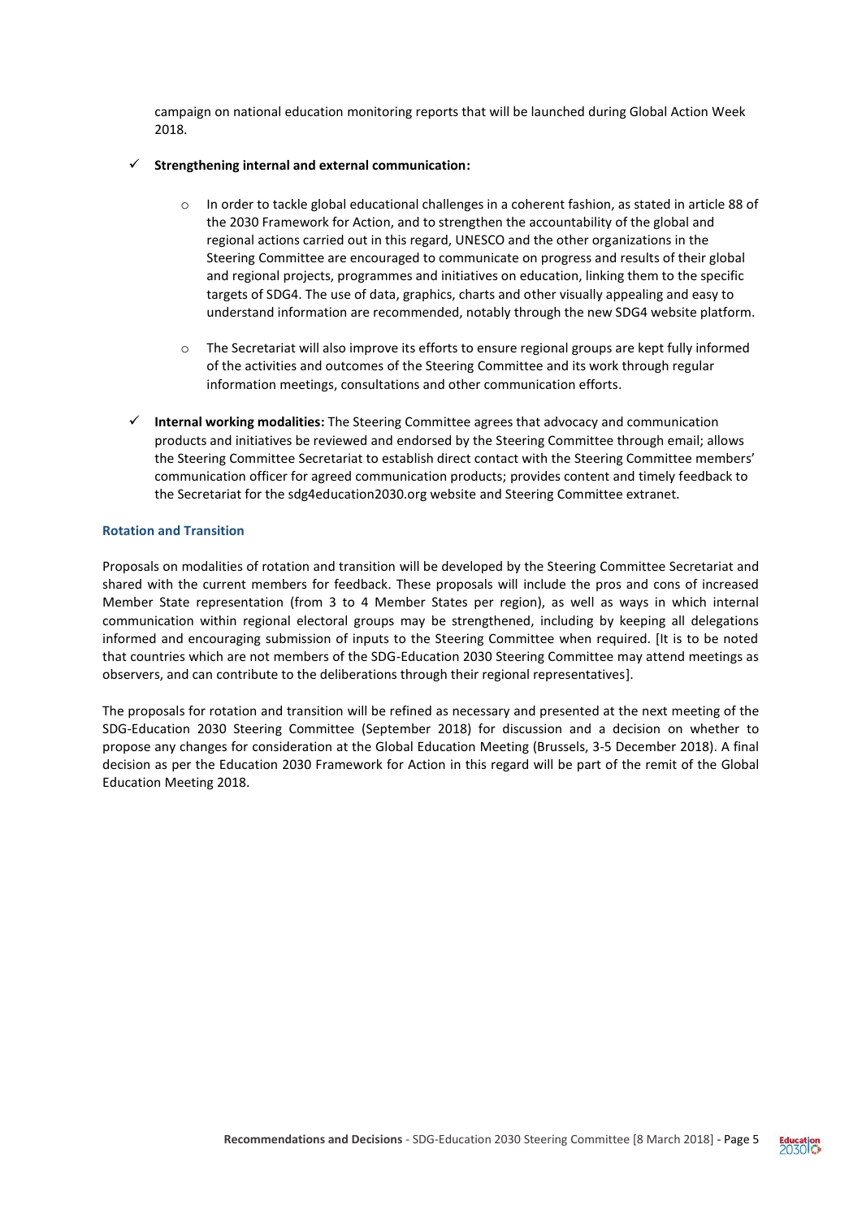campaign on national education monitoring reports that will be launched during Global Action Week 2018.

- ✓ **Strengthening internal and external communication:**

  - In order to tackle global educational challenges in a coherent fashion, as stated in article 88 of the 2030 Framework for Action, and to strengthen the accountability of the global and regional actions carried out in this regard, UNESCO and the other organizations in the Steering Committee are encouraged to communicate on progress and results of their global and regional projects, programmes and initiatives on education, linking them to the specific targets of SDG4. The use of data, graphics, charts and other visually appealing and easy to understand information are recommended, notably through the new SDG4 website platform.

  - The Secretariat will also improve its efforts to ensure regional groups are kept fully informed of the activities and outcomes of the Steering Committee and its work through regular information meetings, consultations and other communication efforts.

- ✓ **Internal working modalities:** The Steering Committee agrees that advocacy and communication products and initiatives be reviewed and endorsed by the Steering Committee through email; allows the Steering Committee Secretariat to establish direct contact with the Steering Committee members' communication officer for agreed communication products; provides content and timely feedback to the Secretariat for the sdg4education2030.org website and Steering Committee extranet.

### Rotation and Transition

Proposals on modalities of rotation and transition will be developed by the Steering Committee Secretariat and shared with the current members for feedback. These proposals will include the pros and cons of increased Member State representation (from 3 to 4 Member States per region), as well as ways in which internal communication within regional electoral groups may be strengthened, including by keeping all delegations informed and encouraging submission of inputs to the Steering Committee when required. [It is to be noted that countries which are not members of the SDG-Education 2030 Steering Committee may attend meetings as observers, and can contribute to the deliberations through their regional representatives].

The proposals for rotation and transition will be refined as necessary and presented at the next meeting of the SDG-Education 2030 Steering Committee (September 2018) for discussion and a decision on whether to propose any changes for consideration at the Global Education Meeting (Brussels, 3-5 December 2018). A final decision as per the Education 2030 Framework for Action in this regard will be part of the remit of the Global Education Meeting 2018.